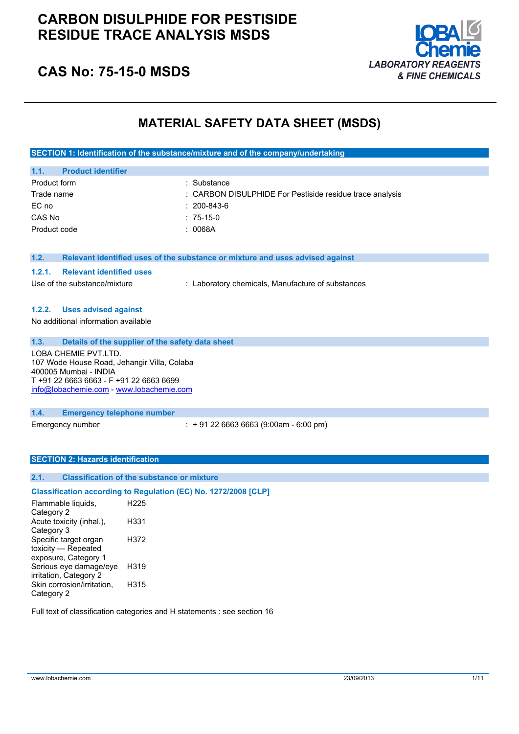# CARBON DISULPHIDE FOR PESTISIDE RESIDUE TRACE ANALYSIS MSDS

## CAS No: 75-15-0 MSDS

LOBA Chemie
*LABORATORY REAGENTS & FINE CHEMICALS*

# MATERIAL SAFETY DATA SHEET (MSDS)

## SECTION 1: Identification of the substance/mixture and of the company/undertaking

### 1.1. Product identifier

| | |
|---|---|
| Product form | : Substance |
| Trade name | : CARBON DISULPHIDE For Pestiside residue trace analysis |
| EC no | : 200-843-6 |
| CAS No | : 75-15-0 |
| Product code | : 0068A |

### 1.2. Relevant identified uses of the substance or mixture and uses advised against

#### 1.2.1. Relevant identified uses

Use of the substance/mixture : Laboratory chemicals, Manufacture of substances

#### 1.2.2. Uses advised against

No additional information available

### 1.3. Details of the supplier of the safety data sheet

LOBA CHEMIE PVT.LTD.
107 Wode House Road, Jehangir Villa, Colaba
400005 Mumbai - INDIA
T +91 22 6663 6663 - F +91 22 6663 6699
info@lobachemie.com - www.lobachemie.com

### 1.4. Emergency telephone number

Emergency number : + 91 22 6663 6663 (9:00am - 6:00 pm)

## SECTION 2: Hazards identification

### 2.1. Classification of the substance or mixture

**Classification according to Regulation (EC) No. 1272/2008 [CLP]**

| | |
|---|---|
| Flammable liquids, Category 2 | H225 |
| Acute toxicity (inhal.), Category 3 | H331 |
| Specific target organ toxicity — Repeated exposure, Category 1 | H372 |
| Serious eye damage/eye irritation, Category 2 | H319 |
| Skin corrosion/irritation, Category 2 | H315 |

Full text of classification categories and H statements : see section 16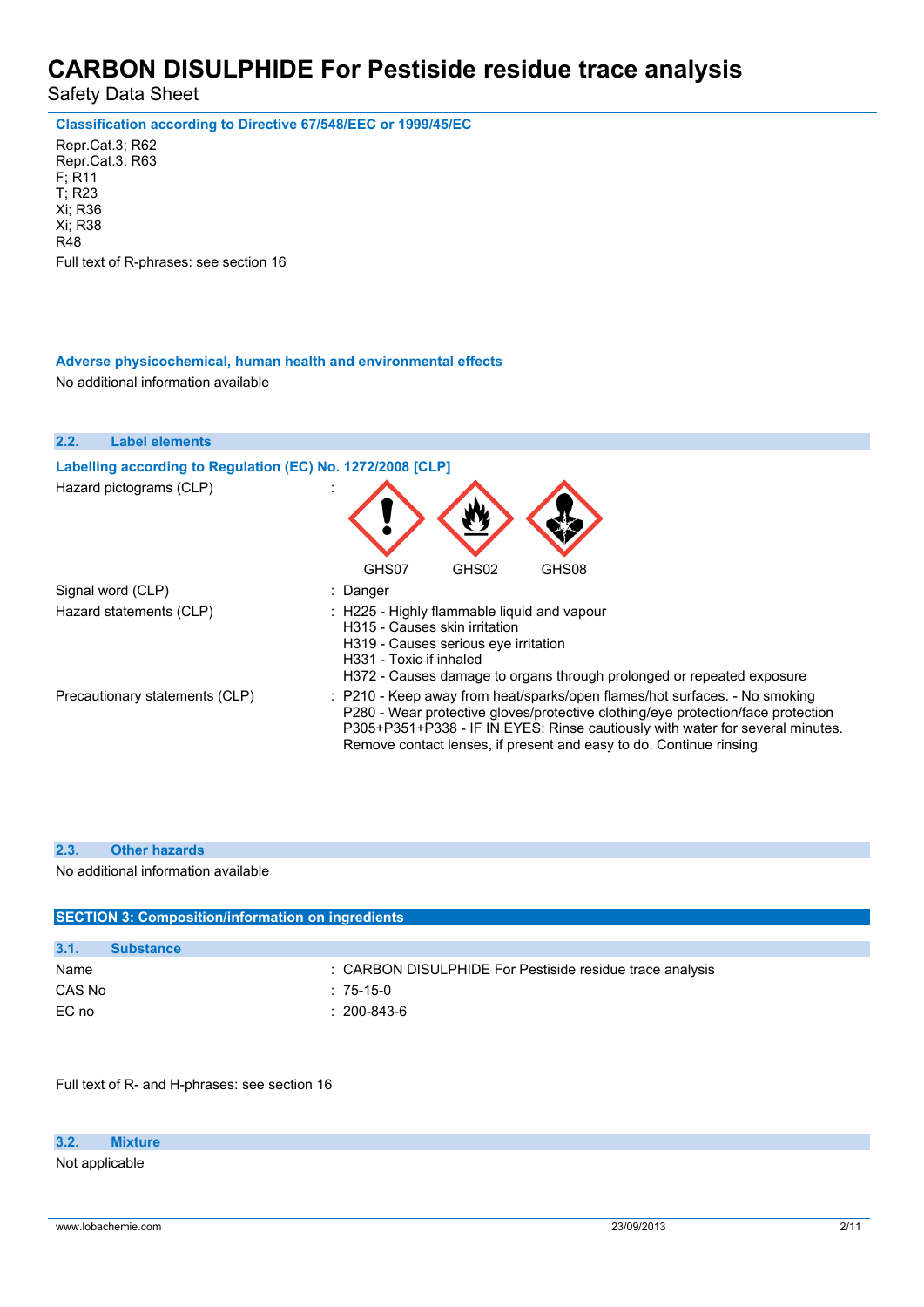**Classification according to Directive 67/548/EEC or 1999/45/EC**

Repr.Cat.3; R62
Repr.Cat.3; R63
F; R11
T; R23
Xi; R36
Xi; R38
R48

Full text of R-phrases: see section 16

**Adverse physicochemical, human health and environmental effects**

No additional information available

## 2.2. Label elements

**Labelling according to Regulation (EC) No. 1272/2008 [CLP]**

| | |
|---|---|
| Hazard pictograms (CLP) | : GHS07 GHS02 GHS08 |
| Signal word (CLP) | : Danger |
| Hazard statements (CLP) | : H225 - Highly flammable liquid and vapour<br>H315 - Causes skin irritation<br>H319 - Causes serious eye irritation<br>H331 - Toxic if inhaled<br>H372 - Causes damage to organs through prolonged or repeated exposure |
| Precautionary statements (CLP) | : P210 - Keep away from heat/sparks/open flames/hot surfaces. - No smoking<br>P280 - Wear protective gloves/protective clothing/eye protection/face protection<br>P305+P351+P338 - IF IN EYES: Rinse cautiously with water for several minutes. Remove contact lenses, if present and easy to do. Continue rinsing |

## 2.3. Other hazards

No additional information available

# SECTION 3: Composition/information on ingredients

## 3.1. Substance

| | |
|---|---|
| Name | : CARBON DISULPHIDE For Pestiside residue trace analysis |
| CAS No | : 75-15-0 |
| EC no | : 200-843-6 |

Full text of R- and H-phrases: see section 16

## 3.2. Mixture

Not applicable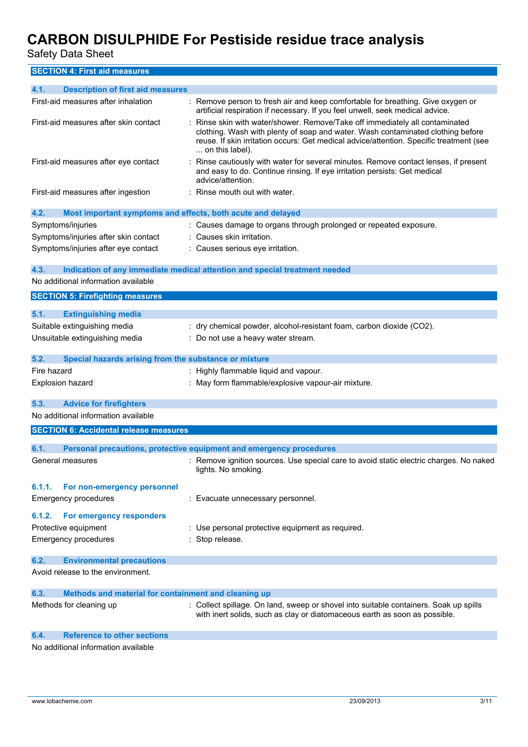## SECTION 4: First aid measures

### 4.1. Description of first aid measures

| | |
|---|---|
| First-aid measures after inhalation | : Remove person to fresh air and keep comfortable for breathing. Give oxygen or artificial respiration if necessary. If you feel unwell, seek medical advice. |
| First-aid measures after skin contact | : Rinse skin with water/shower. Remove/Take off immediately all contaminated clothing. Wash with plenty of soap and water. Wash contaminated clothing before reuse. If skin irritation occurs: Get medical advice/attention. Specific treatment (see ... on this label). |
| First-aid measures after eye contact | : Rinse cautiously with water for several minutes. Remove contact lenses, if present and easy to do. Continue rinsing. If eye irritation persists: Get medical advice/attention. |
| First-aid measures after ingestion | : Rinse mouth out with water. |

### 4.2. Most important symptoms and effects, both acute and delayed

| | |
|---|---|
| Symptoms/injuries | : Causes damage to organs through prolonged or repeated exposure. |
| Symptoms/injuries after skin contact | : Causes skin irritation. |
| Symptoms/injuries after eye contact | : Causes serious eye irritation. |

### 4.3. Indication of any immediate medical attention and special treatment needed

No additional information available

## SECTION 5: Firefighting measures

### 5.1. Extinguishing media

| | |
|---|---|
| Suitable extinguishing media | : dry chemical powder, alcohol-resistant foam, carbon dioxide ($CO_2$). |
| Unsuitable extinguishing media | : Do not use a heavy water stream. |

### 5.2. Special hazards arising from the substance or mixture

| | |
|---|---|
| Fire hazard | : Highly flammable liquid and vapour. |
| Explosion hazard | : May form flammable/explosive vapour-air mixture. |

### 5.3. Advice for firefighters

No additional information available

## SECTION 6: Accidental release measures

### 6.1. Personal precautions, protective equipment and emergency procedures

| | |
|---|---|
| General measures | : Remove ignition sources. Use special care to avoid static electric charges. No naked lights. No smoking. |

#### 6.1.1. For non-emergency personnel

| | |
|---|---|
| Emergency procedures | : Evacuate unnecessary personnel. |

#### 6.1.2. For emergency responders

| | |
|---|---|
| Protective equipment | : Use personal protective equipment as required. |
| Emergency procedures | : Stop release. |

### 6.2. Environmental precautions

Avoid release to the environment.

### 6.3. Methods and material for containment and cleaning up

| | |
|---|---|
| Methods for cleaning up | : Collect spillage. On land, sweep or shovel into suitable containers. Soak up spills with inert solids, such as clay or diatomaceous earth as soon as possible. |

### 6.4. Reference to other sections

No additional information available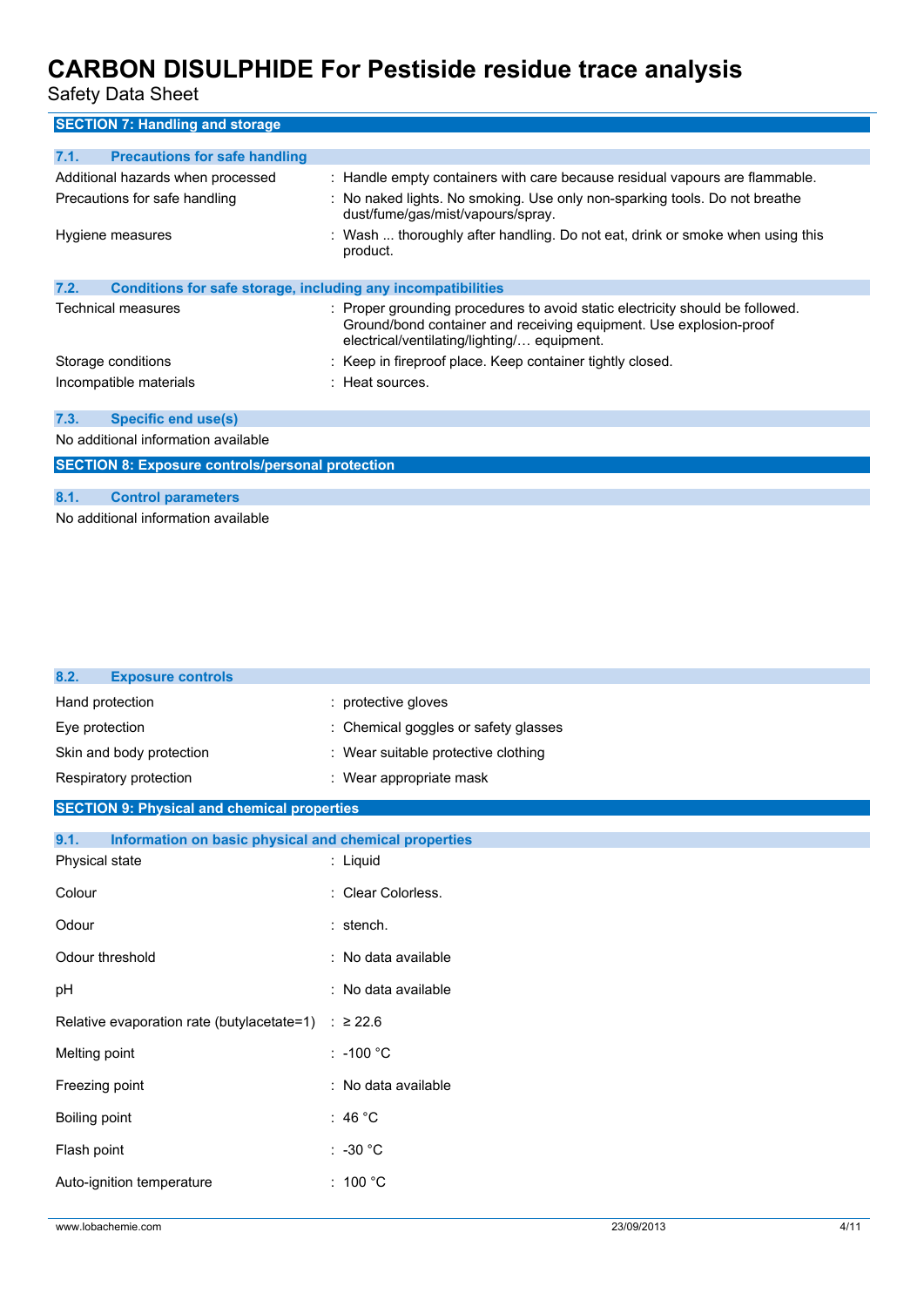## SECTION 7: Handling and storage

### 7.1. Precautions for safe handling

| | |
|---|---|
| Additional hazards when processed | : Handle empty containers with care because residual vapours are flammable. |
| Precautions for safe handling | : No naked lights. No smoking. Use only non-sparking tools. Do not breathe dust/fume/gas/mist/vapours/spray. |
| Hygiene measures | : Wash ... thoroughly after handling. Do not eat, drink or smoke when using this product. |

### 7.2. Conditions for safe storage, including any incompatibilities

| | |
|---|---|
| Technical measures | : Proper grounding procedures to avoid static electricity should be followed. Ground/bond container and receiving equipment. Use explosion-proof electrical/ventilating/lighting/… equipment. |
| Storage conditions | : Keep in fireproof place. Keep container tightly closed. |
| Incompatible materials | : Heat sources. |

### 7.3. Specific end use(s)

No additional information available

## SECTION 8: Exposure controls/personal protection

### 8.1. Control parameters

No additional information available

### 8.2. Exposure controls

| | |
|---|---|
| Hand protection | : protective gloves |
| Eye protection | : Chemical goggles or safety glasses |
| Skin and body protection | : Wear suitable protective clothing |
| Respiratory protection | : Wear appropriate mask |

## SECTION 9: Physical and chemical properties

### 9.1. Information on basic physical and chemical properties

| | |
|---|---|
| Physical state | : Liquid |
| Colour | : Clear Colorless. |
| Odour | : stench. |
| Odour threshold | : No data available |
| pH | : No data available |
| Relative evaporation rate (butylacetate=1) | : ≥ 22.6 |
| Melting point | : -100 °C |
| Freezing point | : No data available |
| Boiling point | : 46 °C |
| Flash point | : -30 °C |
| Auto-ignition temperature | : 100 °C |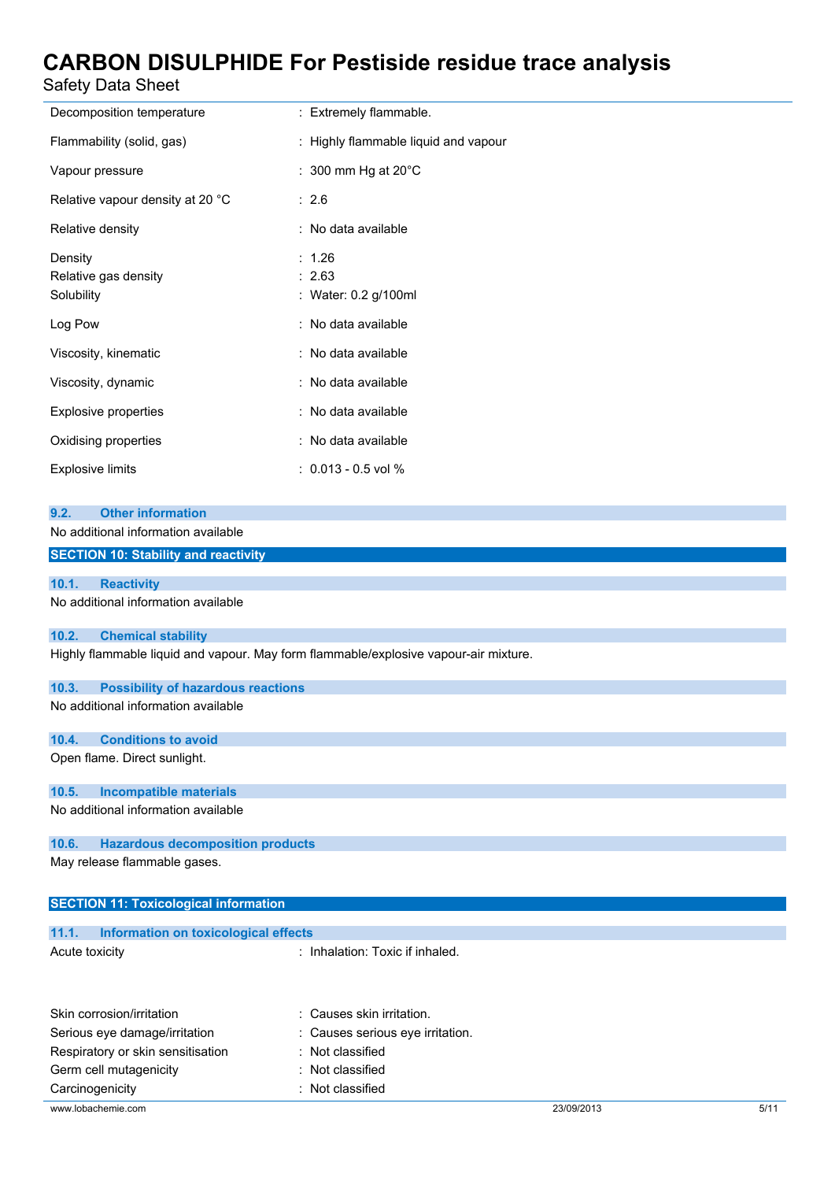| | |
|---|---|
| Decomposition temperature | : Extremely flammable. |
| Flammability (solid, gas) | : Highly flammable liquid and vapour |
| Vapour pressure | : 300 mm Hg at 20°C |
| Relative vapour density at 20 °C | : 2.6 |
| Relative density | : No data available |
| Density | : 1.26 |
| Relative gas density | : 2.63 |
| Solubility | : Water: 0.2 g/100ml |
| Log Pow | : No data available |
| Viscosity, kinematic | : No data available |
| Viscosity, dynamic | : No data available |
| Explosive properties | : No data available |
| Oxidising properties | : No data available |
| Explosive limits | : 0.013 - 0.5 vol % |

### 9.2. Other information

No additional information available

## SECTION 10: Stability and reactivity

### 10.1. Reactivity

No additional information available

### 10.2. Chemical stability

Highly flammable liquid and vapour. May form flammable/explosive vapour-air mixture.

### 10.3. Possibility of hazardous reactions

No additional information available

### 10.4. Conditions to avoid

Open flame. Direct sunlight.

### 10.5. Incompatible materials

No additional information available

### 10.6. Hazardous decomposition products

May release flammable gases.

## SECTION 11: Toxicological information

### 11.1. Information on toxicological effects

| | |
|---|---|
| Acute toxicity | : Inhalation: Toxic if inhaled. |
| Skin corrosion/irritation | : Causes skin irritation. |
| Serious eye damage/irritation | : Causes serious eye irritation. |
| Respiratory or skin sensitisation | : Not classified |
| Germ cell mutagenicity | : Not classified |
| Carcinogenicity | : Not classified |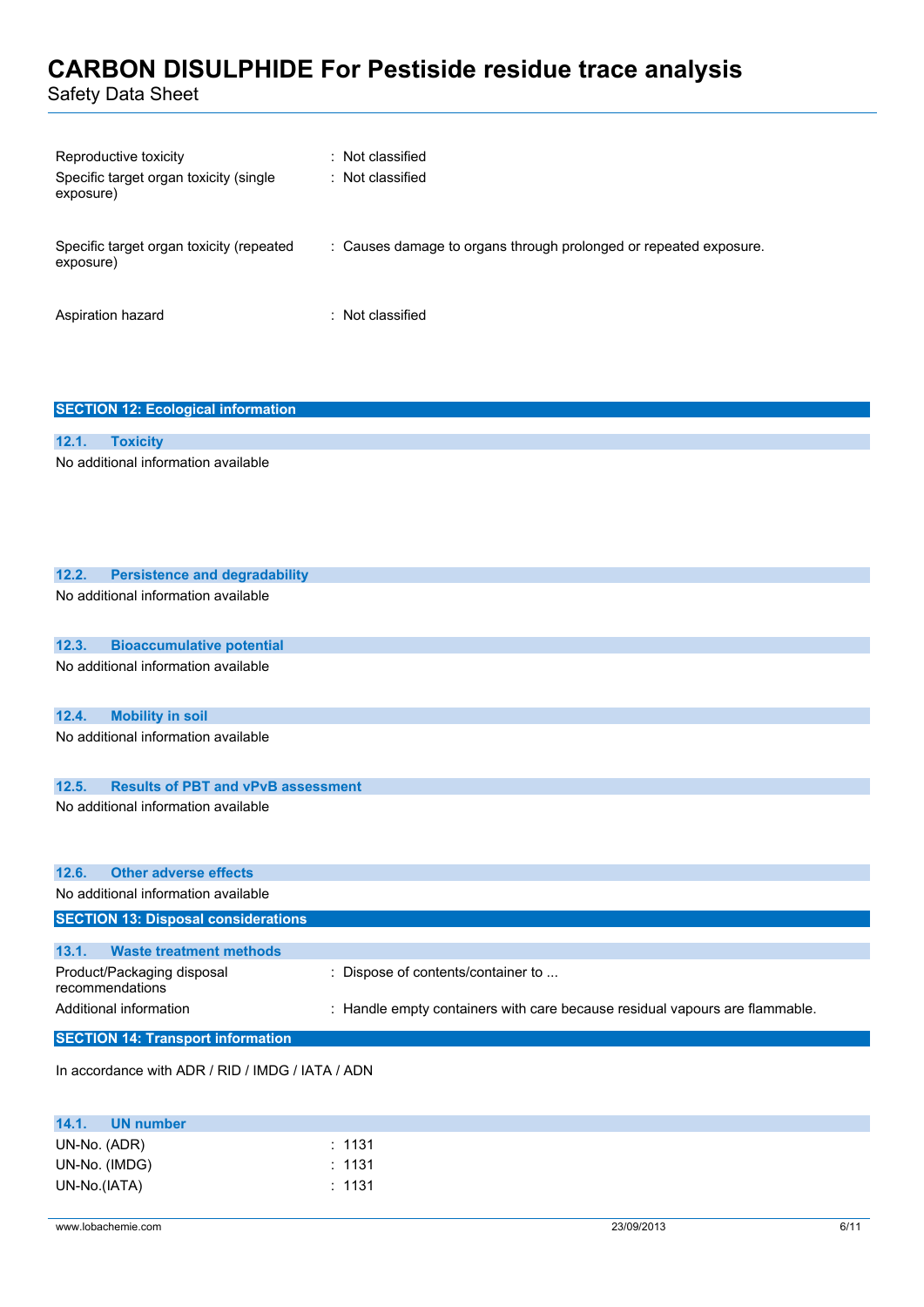| | |
|---|---|
| Reproductive toxicity | : Not classified |
| Specific target organ toxicity (single exposure) | : Not classified |
| Specific target organ toxicity (repeated exposure) | : Causes damage to organs through prolonged or repeated exposure. |
| Aspiration hazard | : Not classified |

## SECTION 12: Ecological information

### 12.1. Toxicity

No additional information available

### 12.2. Persistence and degradability

No additional information available

### 12.3. Bioaccumulative potential

No additional information available

### 12.4. Mobility in soil

No additional information available

### 12.5. Results of PBT and vPvB assessment

No additional information available

### 12.6. Other adverse effects

No additional information available

## SECTION 13: Disposal considerations

### 13.1. Waste treatment methods

| | |
|---|---|
| Product/Packaging disposal recommendations | : Dispose of contents/container to ... |
| Additional information | : Handle empty containers with care because residual vapours are flammable. |

## SECTION 14: Transport information

In accordance with ADR / RID / IMDG / IATA / ADN

### 14.1. UN number

| | |
|---|---|
| UN-No. (ADR) | : 1131 |
| UN-No. (IMDG) | : 1131 |
| UN-No.(IATA) | : 1131 |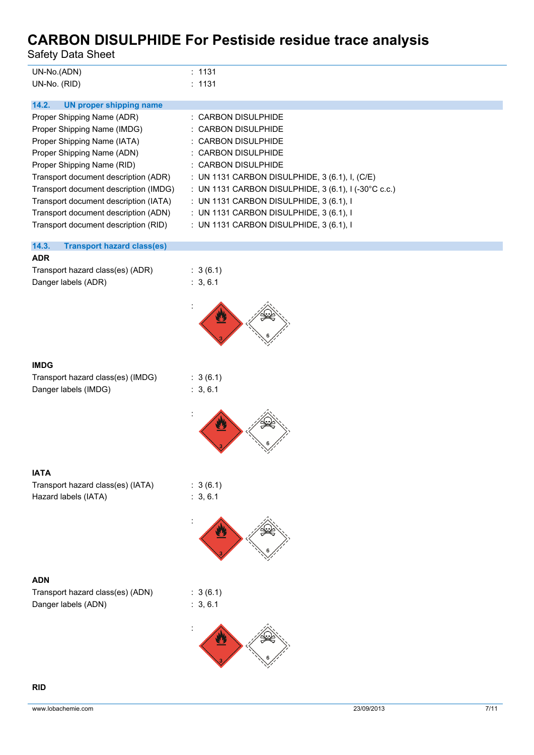| | |
|---|---|
| UN-No.(ADN) | : 1131 |
| UN-No. (RID) | : 1131 |

## 14.2. UN proper shipping name

| | |
|---|---|
| Proper Shipping Name (ADR) | : CARBON DISULPHIDE |
| Proper Shipping Name (IMDG) | : CARBON DISULPHIDE |
| Proper Shipping Name (IATA) | : CARBON DISULPHIDE |
| Proper Shipping Name (ADN) | : CARBON DISULPHIDE |
| Proper Shipping Name (RID) | : CARBON DISULPHIDE |
| Transport document description (ADR) | : UN 1131 CARBON DISULPHIDE, 3 (6.1), I, (C/E) |
| Transport document description (IMDG) | : UN 1131 CARBON DISULPHIDE, 3 (6.1), I (-30°C c.c.) |
| Transport document description (IATA) | : UN 1131 CARBON DISULPHIDE, 3 (6.1), I |
| Transport document description (ADN) | : UN 1131 CARBON DISULPHIDE, 3 (6.1), I |
| Transport document description (RID) | : UN 1131 CARBON DISULPHIDE, 3 (6.1), I |

## 14.3. Transport hazard class(es)

**ADR**

| | |
|---|---|
| Transport hazard class(es) (ADR) | : 3 (6.1) |
| Danger labels (ADR) | : 3, 6.1 |

**IMDG**

| | |
|---|---|
| Transport hazard class(es) (IMDG) | : 3 (6.1) |
| Danger labels (IMDG) | : 3, 6.1 |

**IATA**

| | |
|---|---|
| Transport hazard class(es) (IATA) | : 3 (6.1) |
| Hazard labels (IATA) | : 3, 6.1 |

**ADN**

| | |
|---|---|
| Transport hazard class(es) (ADN) | : 3 (6.1) |
| Danger labels (ADN) | : 3, 6.1 |

**RID**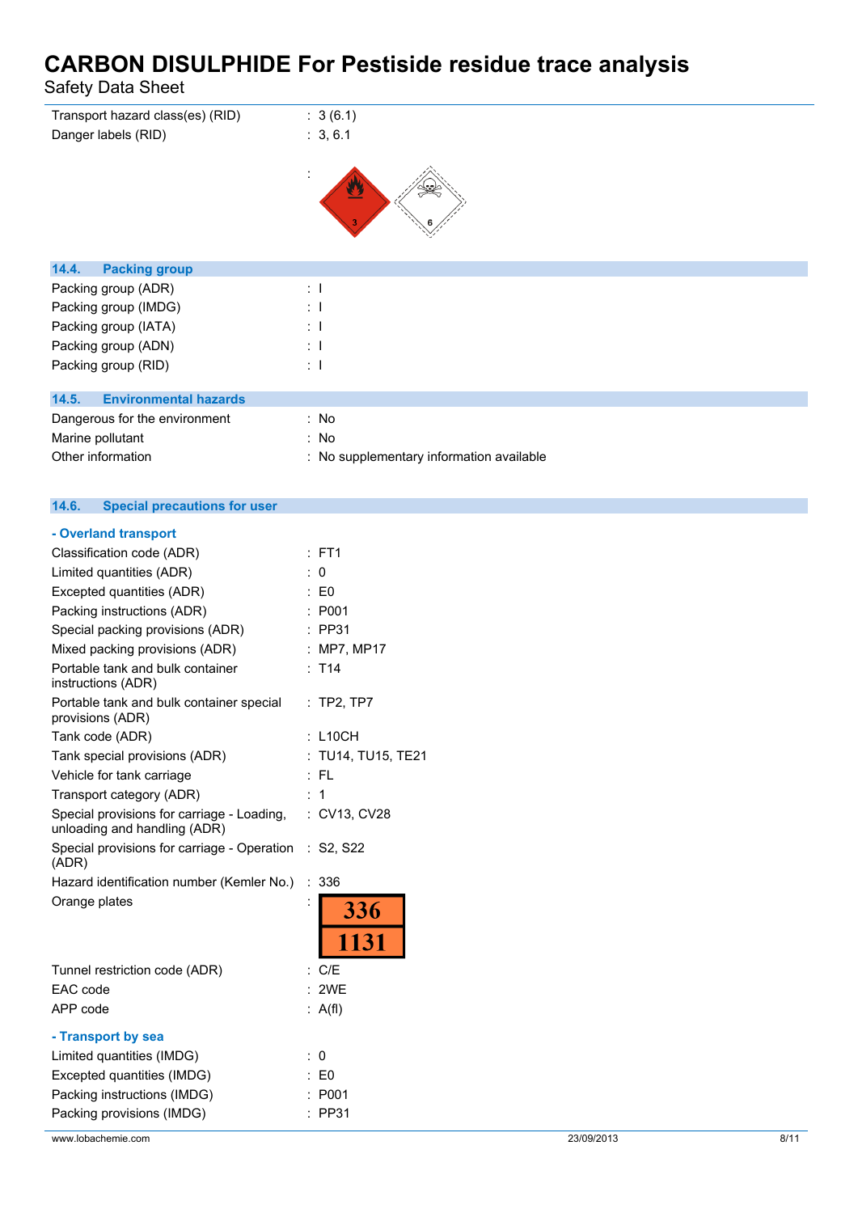| | |
|---|---|
| Transport hazard class(es) (RID) | : 3 (6.1) |
| Danger labels (RID) | : 3, 6.1 |

:

## 14.4. Packing group

| | |
|---|---|
| Packing group (ADR) | : I |
| Packing group (IMDG) | : I |
| Packing group (IATA) | : I |
| Packing group (ADN) | : I |
| Packing group (RID) | : I |

## 14.5. Environmental hazards

| | |
|---|---|
| Dangerous for the environment | : No |
| Marine pollutant | : No |
| Other information | : No supplementary information available |

## 14.6. Special precautions for user

**- Overland transport**

| | |
|---|---|
| Classification code (ADR) | : FT1 |
| Limited quantities (ADR) | : 0 |
| Excepted quantities (ADR) | : E0 |
| Packing instructions (ADR) | : P001 |
| Special packing provisions (ADR) | : PP31 |
| Mixed packing provisions (ADR) | : MP7, MP17 |
| Portable tank and bulk container instructions (ADR) | : T14 |
| Portable tank and bulk container special provisions (ADR) | : TP2, TP7 |
| Tank code (ADR) | : L10CH |
| Tank special provisions (ADR) | : TU14, TU15, TE21 |
| Vehicle for tank carriage | : FL |
| Transport category (ADR) | : 1 |
| Special provisions for carriage - Loading, unloading and handling (ADR) | : CV13, CV28 |
| Special provisions for carriage - Operation (ADR) | : S2, S22 |
| Hazard identification number (Kemler No.) | : 336 |
| Orange plates | : 336 / 1131 |
| Tunnel restriction code (ADR) | : C/E |
| EAC code | : 2WE |
| APP code | : A(fl) |

**- Transport by sea**

| | |
|---|---|
| Limited quantities (IMDG) | : 0 |
| Excepted quantities (IMDG) | : E0 |
| Packing instructions (IMDG) | : P001 |
| Packing provisions (IMDG) | : PP31 |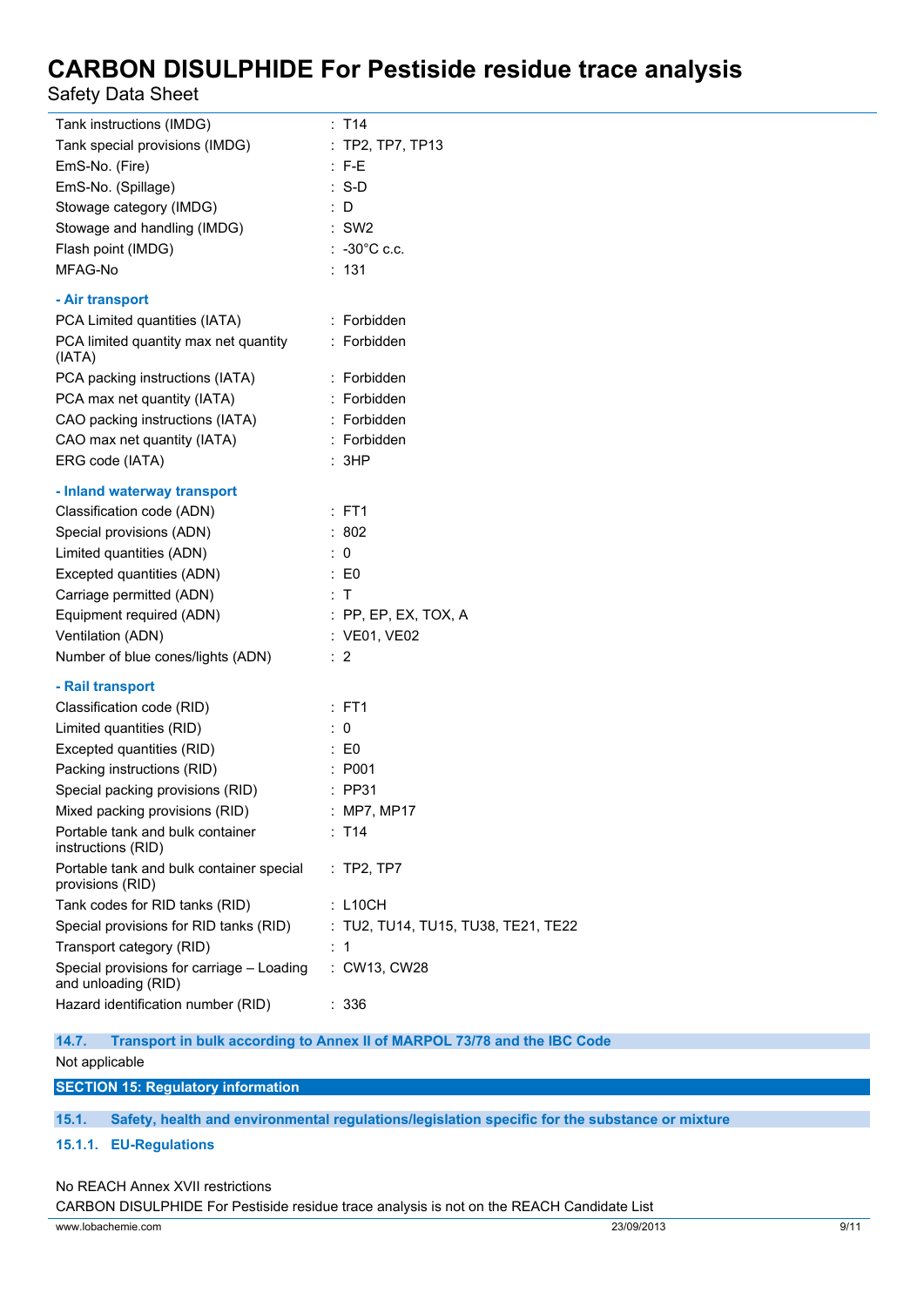| | |
|---|---|
| Tank instructions (IMDG) | : T14 |
| Tank special provisions (IMDG) | : TP2, TP7, TP13 |
| EmS-No. (Fire) | : F-E |
| EmS-No. (Spillage) | : S-D |
| Stowage category (IMDG) | : D |
| Stowage and handling (IMDG) | : SW2 |
| Flash point (IMDG) | : -30°C c.c. |
| MFAG-No | : 131 |

**- Air transport**

| | |
|---|---|
| PCA Limited quantities (IATA) | : Forbidden |
| PCA limited quantity max net quantity (IATA) | : Forbidden |
| PCA packing instructions (IATA) | : Forbidden |
| PCA max net quantity (IATA) | : Forbidden |
| CAO packing instructions (IATA) | : Forbidden |
| CAO max net quantity (IATA) | : Forbidden |
| ERG code (IATA) | : 3HP |

**- Inland waterway transport**

| | |
|---|---|
| Classification code (ADN) | : FT1 |
| Special provisions (ADN) | : 802 |
| Limited quantities (ADN) | : 0 |
| Excepted quantities (ADN) | : E0 |
| Carriage permitted (ADN) | : T |
| Equipment required (ADN) | : PP, EP, EX, TOX, A |
| Ventilation (ADN) | : VE01, VE02 |
| Number of blue cones/lights (ADN) | : 2 |

**- Rail transport**

| | |
|---|---|
| Classification code (RID) | : FT1 |
| Limited quantities (RID) | : 0 |
| Excepted quantities (RID) | : E0 |
| Packing instructions (RID) | : P001 |
| Special packing provisions (RID) | : PP31 |
| Mixed packing provisions (RID) | : MP7, MP17 |
| Portable tank and bulk container instructions (RID) | : T14 |
| Portable tank and bulk container special provisions (RID) | : TP2, TP7 |
| Tank codes for RID tanks (RID) | : L10CH |
| Special provisions for RID tanks (RID) | : TU2, TU14, TU15, TU38, TE21, TE22 |
| Transport category (RID) | : 1 |
| Special provisions for carriage – Loading and unloading (RID) | : CW13, CW28 |
| Hazard identification number (RID) | : 336 |

### 14.7. Transport in bulk according to Annex II of MARPOL 73/78 and the IBC Code

Not applicable

## SECTION 15: Regulatory information

### 15.1. Safety, health and environmental regulations/legislation specific for the substance or mixture

#### 15.1.1. EU-Regulations

No REACH Annex XVII restrictions

CARBON DISULPHIDE For Pestiside residue trace analysis is not on the REACH Candidate List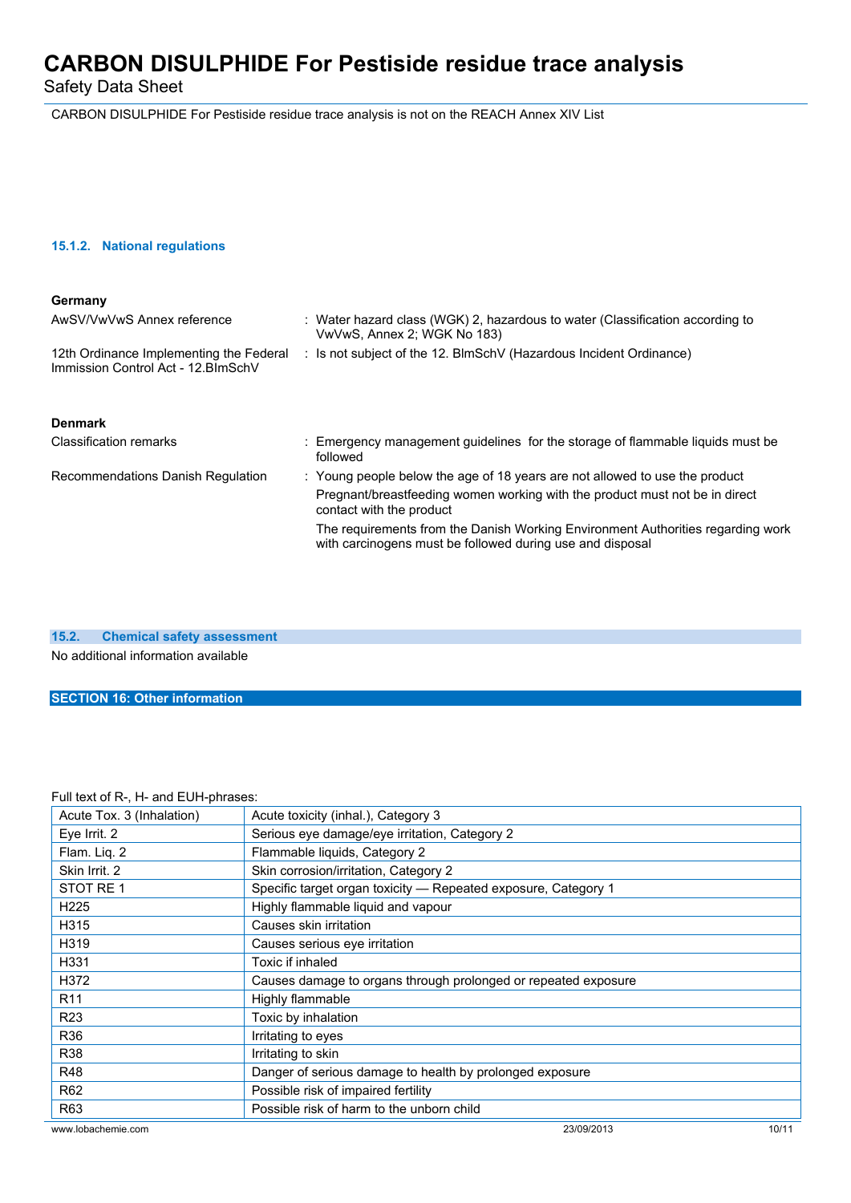CARBON DISULPHIDE For Pestiside residue trace analysis is not on the REACH Annex XIV List

#### 15.1.2. National regulations

**Germany**

AwSV/VwVwS Annex reference : Water hazard class (WGK) 2, hazardous to water (Classification according to VwVwS, Annex 2; WGK No 183)

12th Ordinance Implementing the Federal Immission Control Act - 12.BImSchV : Is not subject of the 12. BlmSchV (Hazardous Incident Ordinance)

**Denmark**

Classification remarks : Emergency management guidelines for the storage of flammable liquids must be followed

Recommendations Danish Regulation : Young people below the age of 18 years are not allowed to use the product

Pregnant/breastfeeding women working with the product must not be in direct contact with the product

The requirements from the Danish Working Environment Authorities regarding work with carcinogens must be followed during use and disposal

### 15.2. Chemical safety assessment

No additional information available

## SECTION 16: Other information

Full text of R-, H- and EUH-phrases:

| | |
|---|---|
| Acute Tox. 3 (Inhalation) | Acute toxicity (inhal.), Category 3 |
| Eye Irrit. 2 | Serious eye damage/eye irritation, Category 2 |
| Flam. Liq. 2 | Flammable liquids, Category 2 |
| Skin Irrit. 2 | Skin corrosion/irritation, Category 2 |
| STOT RE 1 | Specific target organ toxicity — Repeated exposure, Category 1 |
| H225 | Highly flammable liquid and vapour |
| H315 | Causes skin irritation |
| H319 | Causes serious eye irritation |
| H331 | Toxic if inhaled |
| H372 | Causes damage to organs through prolonged or repeated exposure |
| R11 | Highly flammable |
| R23 | Toxic by inhalation |
| R36 | Irritating to eyes |
| R38 | Irritating to skin |
| R48 | Danger of serious damage to health by prolonged exposure |
| R62 | Possible risk of impaired fertility |
| R63 | Possible risk of harm to the unborn child |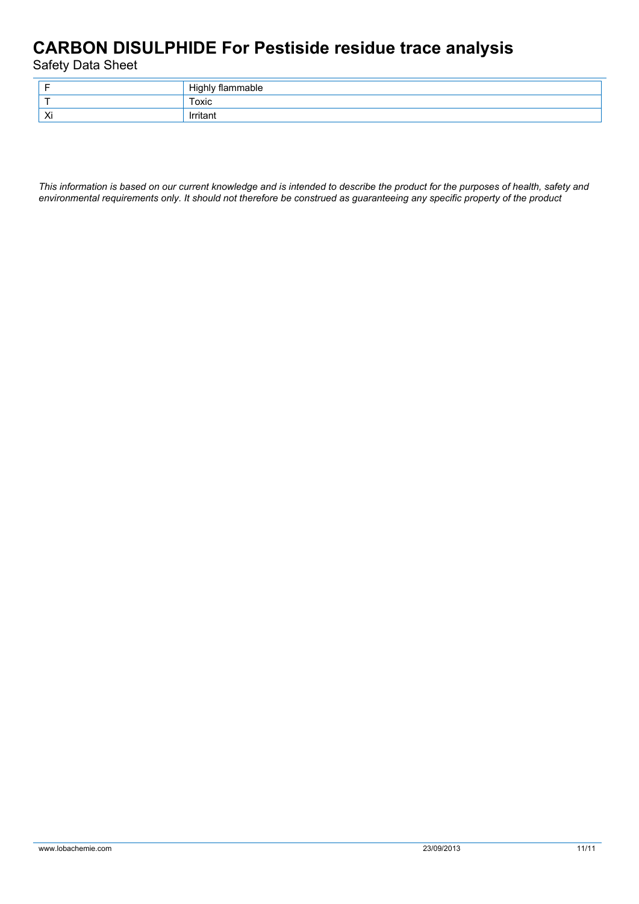| | |
|---|---|
| F | Highly flammable |
| T | Toxic |
| Xi | Irritant |

*This information is based on our current knowledge and is intended to describe the product for the purposes of health, safety and environmental requirements only. It should not therefore be construed as guaranteeing any specific property of the product*